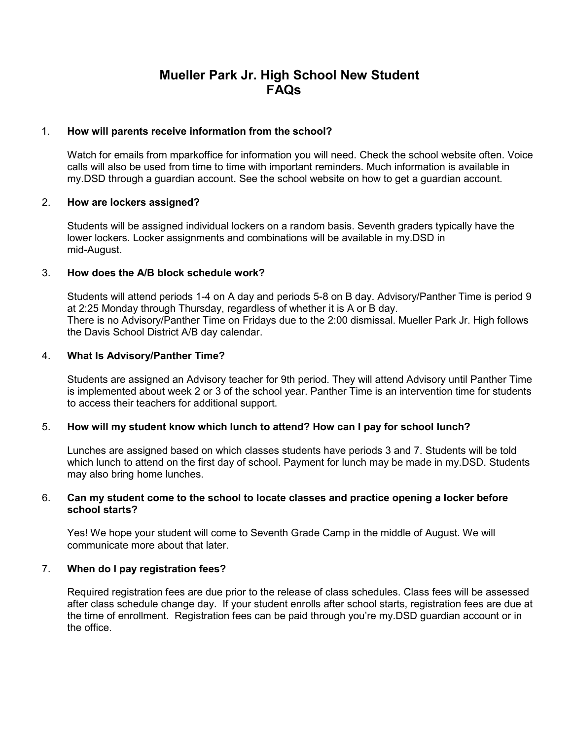# Mueller Park Jr. High School New Student FAQs

1. **How will parents receive information from the school?**

   Watch for emails from mparkoffice for information you will need. Check the school website often. Voice calls will also be used from time to time with important reminders. Much information is available in my.DSD through a guardian account. See the school website on how to get a guardian account.

2. **How are lockers assigned?**

   Students will be assigned individual lockers on a random basis. Seventh graders typically have the lower lockers. Locker assignments and combinations will be available in my.DSD in mid-August.

3. **How does the A/B block schedule work?**

   Students will attend periods 1-4 on A day and periods 5-8 on B day. Advisory/Panther Time is period 9 at 2:25 Monday through Thursday, regardless of whether it is A or B day.
   There is no Advisory/Panther Time on Fridays due to the 2:00 dismissal. Mueller Park Jr. High follows the Davis School District A/B day calendar.

4. **What Is Advisory/Panther Time?**

   Students are assigned an Advisory teacher for 9th period. They will attend Advisory until Panther Time is implemented about week 2 or 3 of the school year. Panther Time is an intervention time for students to access their teachers for additional support.

5. **How will my student know which lunch to attend? How can I pay for school lunch?**

   Lunches are assigned based on which classes students have periods 3 and 7. Students will be told which lunch to attend on the first day of school. Payment for lunch may be made in my.DSD. Students may also bring home lunches.

6. **Can my student come to the school to locate classes and practice opening a locker before school starts?**

   Yes! We hope your student will come to Seventh Grade Camp in the middle of August. We will communicate more about that later.

7. **When do I pay registration fees?**

   Required registration fees are due prior to the release of class schedules. Class fees will be assessed after class schedule change day. If your student enrolls after school starts, registration fees are due at the time of enrollment. Registration fees can be paid through you're my.DSD guardian account or in the office.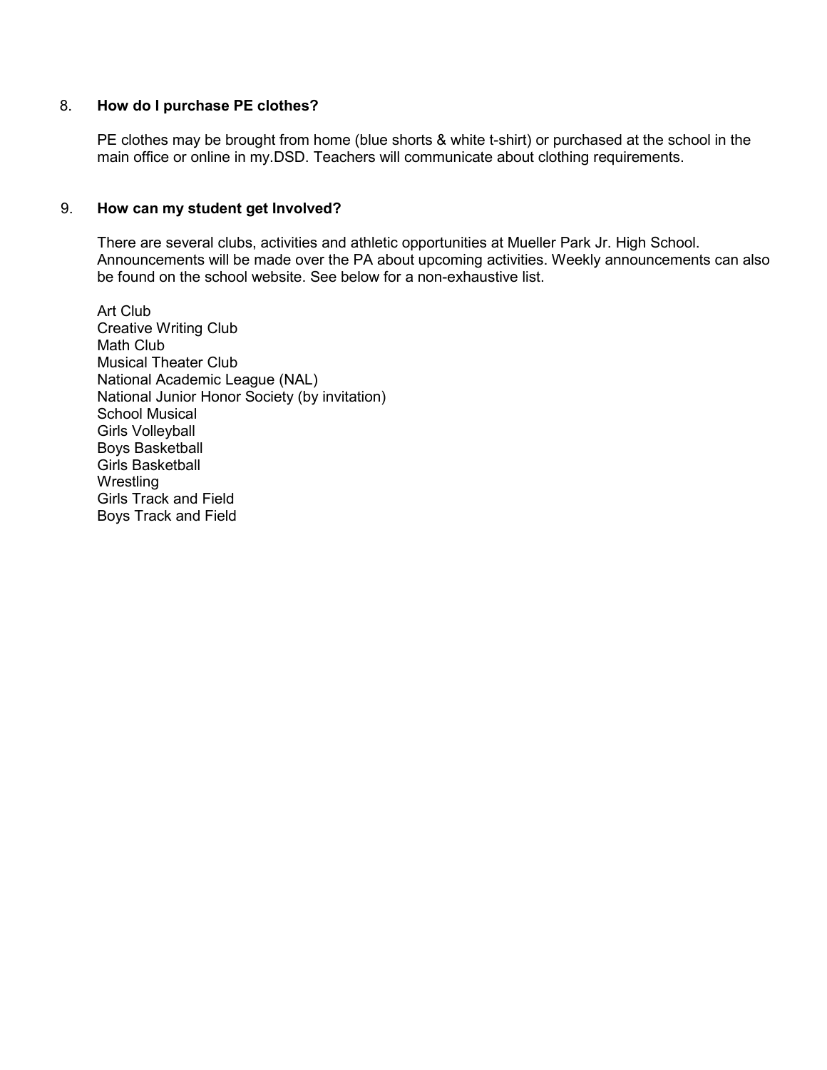8. **How do I purchase PE clothes?**

   PE clothes may be brought from home (blue shorts & white t-shirt) or purchased at the school in the main office or online in my.DSD. Teachers will communicate about clothing requirements.

9. **How can my student get Involved?**

   There are several clubs, activities and athletic opportunities at Mueller Park Jr. High School. Announcements will be made over the PA about upcoming activities. Weekly announcements can also be found on the school website. See below for a non-exhaustive list.

   Art Club
   Creative Writing Club
   Math Club
   Musical Theater Club
   National Academic League (NAL)
   National Junior Honor Society (by invitation)
   School Musical
   Girls Volleyball
   Boys Basketball
   Girls Basketball
   Wrestling
   Girls Track and Field
   Boys Track and Field